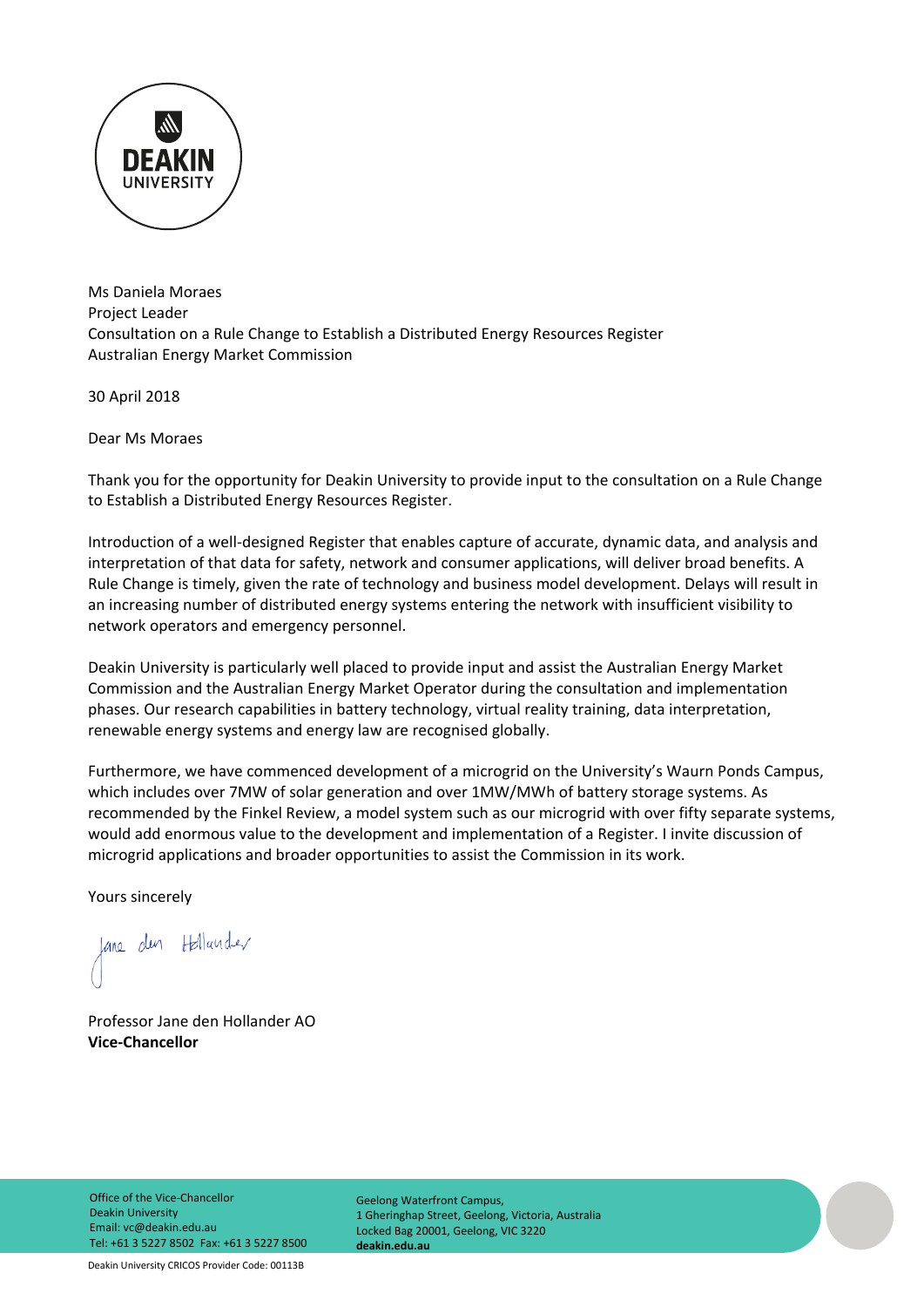Ms Daniela Moraes
Project Leader
Consultation on a Rule Change to Establish a Distributed Energy Resources Register
Australian Energy Market Commission

30 April 2018

Dear Ms Moraes

Thank you for the opportunity for Deakin University to provide input to the consultation on a Rule Change to Establish a Distributed Energy Resources Register.

Introduction of a well-designed Register that enables capture of accurate, dynamic data, and analysis and interpretation of that data for safety, network and consumer applications, will deliver broad benefits. A Rule Change is timely, given the rate of technology and business model development. Delays will result in an increasing number of distributed energy systems entering the network with insufficient visibility to network operators and emergency personnel.

Deakin University is particularly well placed to provide input and assist the Australian Energy Market Commission and the Australian Energy Market Operator during the consultation and implementation phases. Our research capabilities in battery technology, virtual reality training, data interpretation, renewable energy systems and energy law are recognised globally.

Furthermore, we have commenced development of a microgrid on the University's Waurn Ponds Campus, which includes over 7MW of solar generation and over 1MW/MWh of battery storage systems. As recommended by the Finkel Review, a model system such as our microgrid with over fifty separate systems, would add enormous value to the development and implementation of a Register. I invite discussion of microgrid applications and broader opportunities to assist the Commission in its work.

Yours sincerely

Jane den Hollander

Professor Jane den Hollander AO
**Vice-Chancellor**

Office of the Vice-Chancellor
Deakin University
Email: vc@deakin.edu.au
Tel: +61 3 5227 8502 Fax: +61 3 5227 8500

Geelong Waterfront Campus,
1 Gheringhap Street, Geelong, Victoria, Australia
Locked Bag 20001, Geelong, VIC 3220
**deakin.edu.au**

Deakin University CRICOS Provider Code: 00113B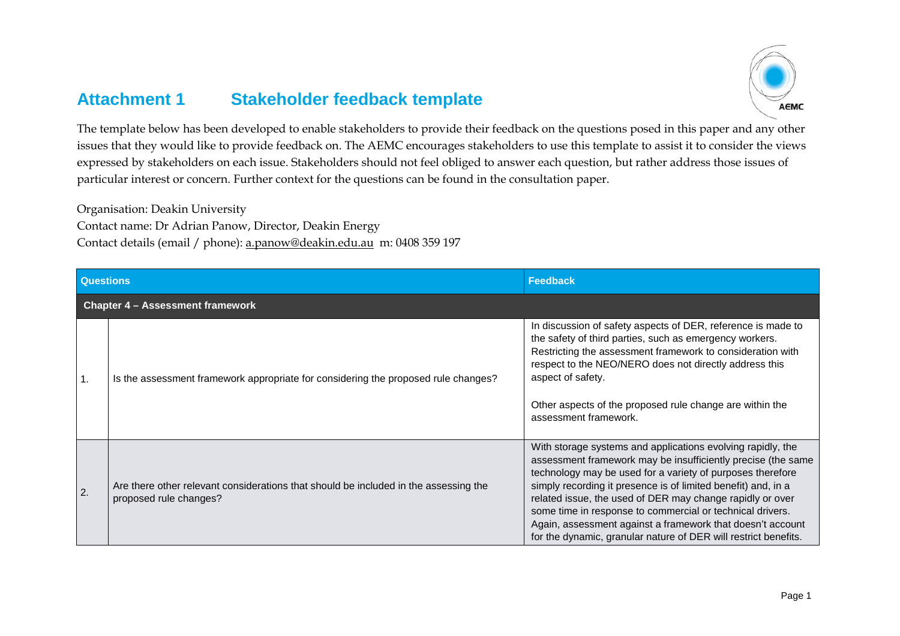# Attachment 1 Stakeholder feedback template

The template below has been developed to enable stakeholders to provide their feedback on the questions posed in this paper and any other issues that they would like to provide feedback on. The AEMC encourages stakeholders to use this template to assist it to consider the views expressed by stakeholders on each issue. Stakeholders should not feel obliged to answer each question, but rather address those issues of particular interest or concern. Further context for the questions can be found in the consultation paper.

Organisation: Deakin University
Contact name: Dr Adrian Panow, Director, Deakin Energy
Contact details (email / phone): a.panow@deakin.edu.au m: 0408 359 197

| Questions | | Feedback |
|---|---|---|
| **Chapter 4 – Assessment framework** | | |
| 1. | Is the assessment framework appropriate for considering the proposed rule changes? | In discussion of safety aspects of DER, reference is made to the safety of third parties, such as emergency workers. Restricting the assessment framework to consideration with respect to the NEO/NERO does not directly address this aspect of safety.<br><br>Other aspects of the proposed rule change are within the assessment framework. |
| 2. | Are there other relevant considerations that should be included in the assessing the proposed rule changes? | With storage systems and applications evolving rapidly, the assessment framework may be insufficiently precise (the same technology may be used for a variety of purposes therefore simply recording it presence is of limited benefit) and, in a related issue, the used of DER may change rapidly or over some time in response to commercial or technical drivers. Again, assessment against a framework that doesn't account for the dynamic, granular nature of DER will restrict benefits. |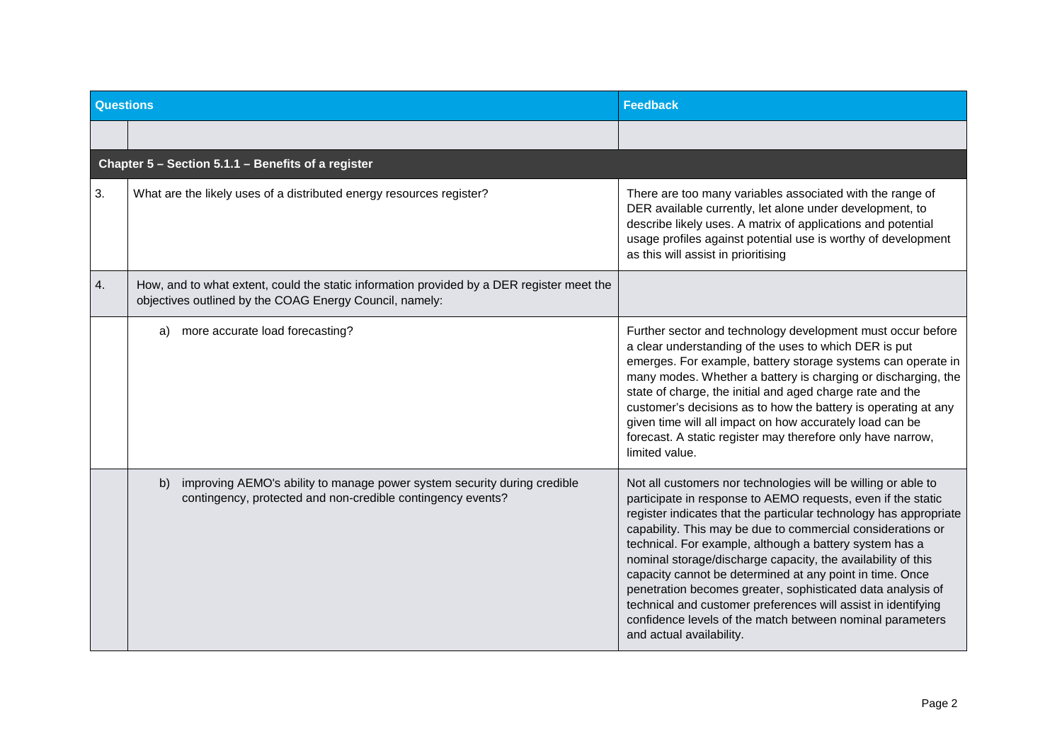| Questions | | Feedback |
|---|---|---|
| | | |
| **Chapter 5 – Section 5.1.1 – Benefits of a register** | | |
| 3. | What are the likely uses of a distributed energy resources register? | There are too many variables associated with the range of DER available currently, let alone under development, to describe likely uses. A matrix of applications and potential usage profiles against potential use is worthy of development as this will assist in prioritising |
| 4. | How, and to what extent, could the static information provided by a DER register meet the objectives outlined by the COAG Energy Council, namely: | |
| | a) more accurate load forecasting? | Further sector and technology development must occur before a clear understanding of the uses to which DER is put emerges. For example, battery storage systems can operate in many modes. Whether a battery is charging or discharging, the state of charge, the initial and aged charge rate and the customer's decisions as to how the battery is operating at any given time will all impact on how accurately load can be forecast. A static register may therefore only have narrow, limited value. |
| | b) improving AEMO's ability to manage power system security during credible contingency, protected and non-credible contingency events? | Not all customers nor technologies will be willing or able to participate in response to AEMO requests, even if the static register indicates that the particular technology has appropriate capability. This may be due to commercial considerations or technical. For example, although a battery system has a nominal storage/discharge capacity, the availability of this capacity cannot be determined at any point in time. Once penetration becomes greater, sophisticated data analysis of technical and customer preferences will assist in identifying confidence levels of the match between nominal parameters and actual availability. |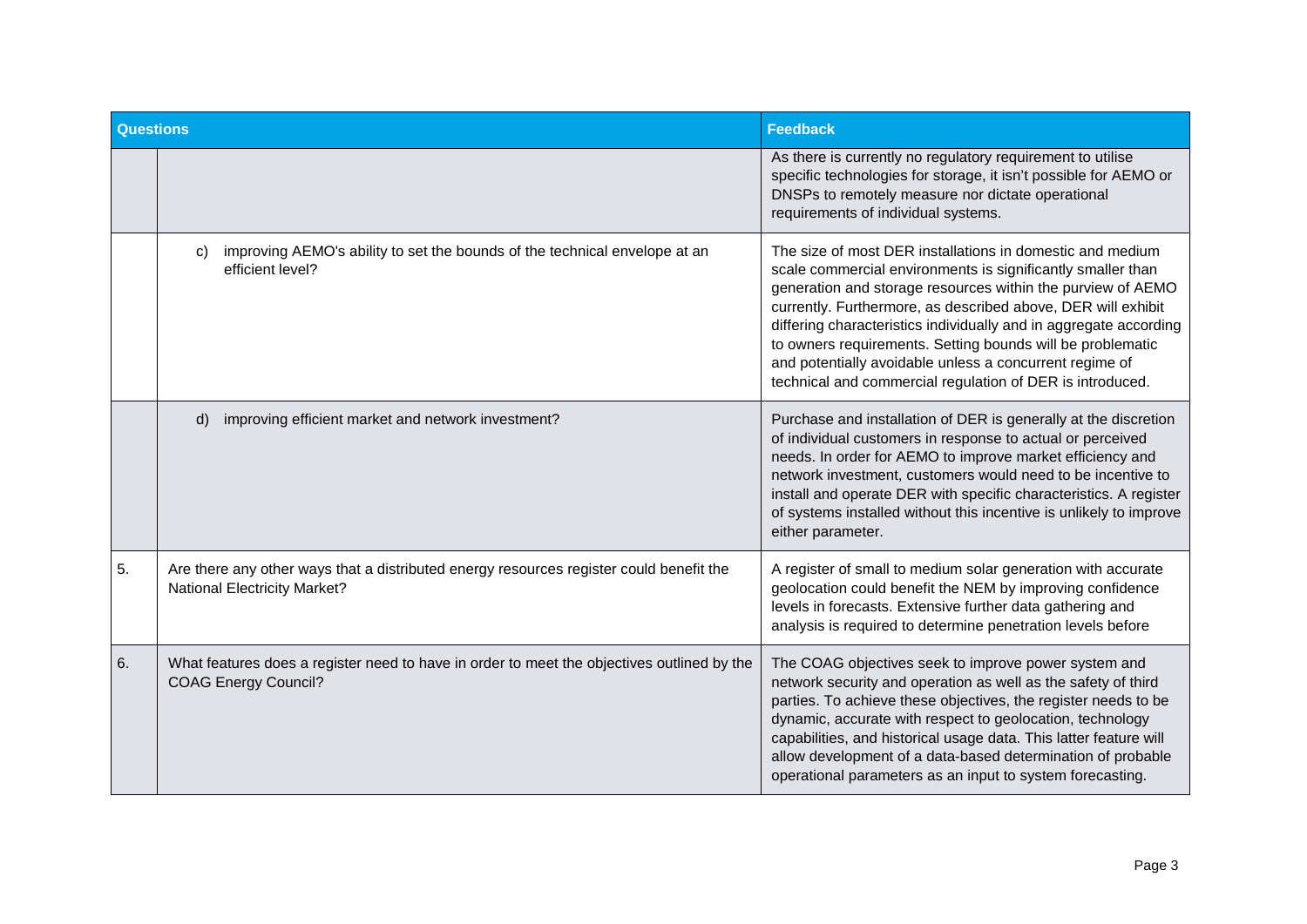| Questions | | Feedback |
|---|---|---|
| | | As there is currently no regulatory requirement to utilise specific technologies for storage, it isn't possible for AEMO or DNSPs to remotely measure nor dictate operational requirements of individual systems. |
| | c) improving AEMO's ability to set the bounds of the technical envelope at an efficient level? | The size of most DER installations in domestic and medium scale commercial environments is significantly smaller than generation and storage resources within the purview of AEMO currently. Furthermore, as described above, DER will exhibit differing characteristics individually and in aggregate according to owners requirements. Setting bounds will be problematic and potentially avoidable unless a concurrent regime of technical and commercial regulation of DER is introduced. |
| | d) improving efficient market and network investment? | Purchase and installation of DER is generally at the discretion of individual customers in response to actual or perceived needs. In order for AEMO to improve market efficiency and network investment, customers would need to be incentive to install and operate DER with specific characteristics. A register of systems installed without this incentive is unlikely to improve either parameter. |
| 5. | Are there any other ways that a distributed energy resources register could benefit the National Electricity Market? | A register of small to medium solar generation with accurate geolocation could benefit the NEM by improving confidence levels in forecasts. Extensive further data gathering and analysis is required to determine penetration levels before |
| 6. | What features does a register need to have in order to meet the objectives outlined by the COAG Energy Council? | The COAG objectives seek to improve power system and network security and operation as well as the safety of third parties. To achieve these objectives, the register needs to be dynamic, accurate with respect to geolocation, technology capabilities, and historical usage data. This latter feature will allow development of a data-based determination of probable operational parameters as an input to system forecasting. |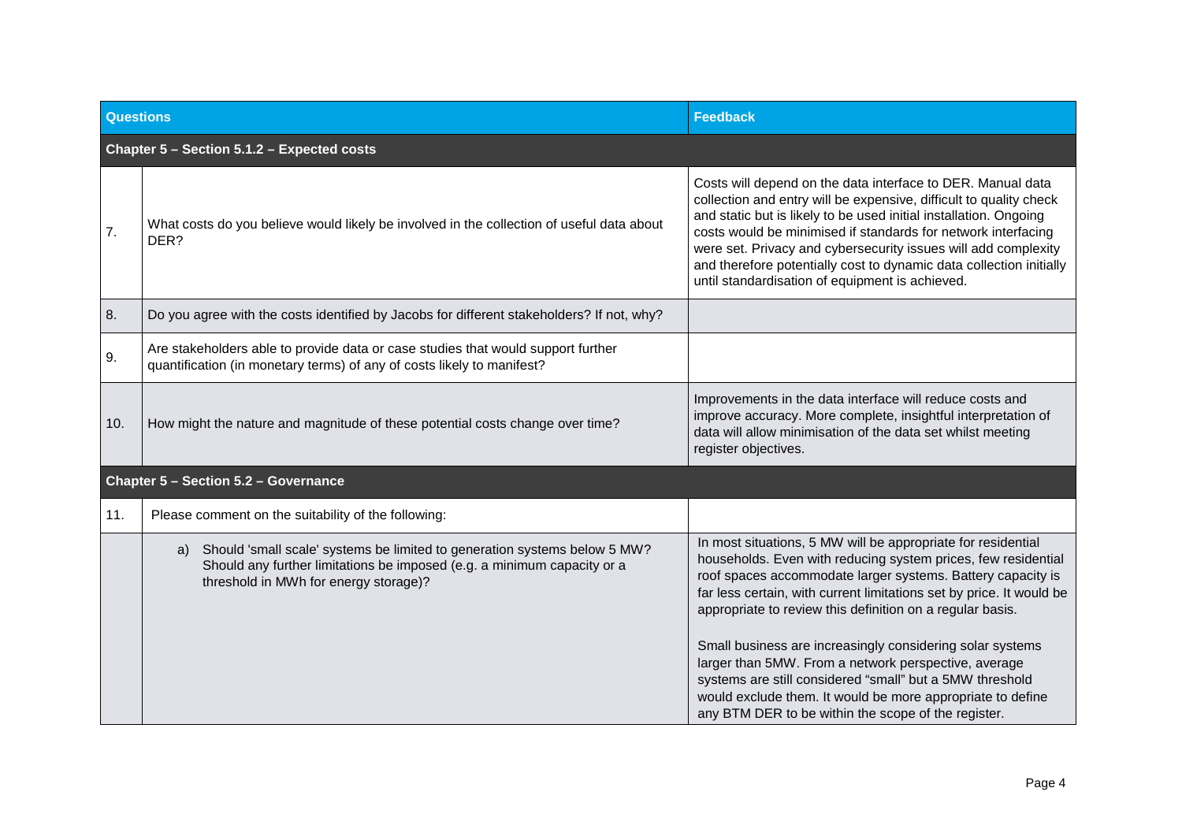| Questions | | Feedback |
|---|---|---|
| **Chapter 5 – Section 5.1.2 – Expected costs** | | |
| 7. | What costs do you believe would likely be involved in the collection of useful data about DER? | Costs will depend on the data interface to DER. Manual data collection and entry will be expensive, difficult to quality check and static but is likely to be used initial installation. Ongoing costs would be minimised if standards for network interfacing were set. Privacy and cybersecurity issues will add complexity and therefore potentially cost to dynamic data collection initially until standardisation of equipment is achieved. |
| 8. | Do you agree with the costs identified by Jacobs for different stakeholders? If not, why? | |
| 9. | Are stakeholders able to provide data or case studies that would support further quantification (in monetary terms) of any of costs likely to manifest? | |
| 10. | How might the nature and magnitude of these potential costs change over time? | Improvements in the data interface will reduce costs and improve accuracy. More complete, insightful interpretation of data will allow minimisation of the data set whilst meeting register objectives. |
| **Chapter 5 – Section 5.2 – Governance** | | |
| 11. | Please comment on the suitability of the following: | |
| | a) Should 'small scale' systems be limited to generation systems below 5 MW? Should any further limitations be imposed (e.g. a minimum capacity or a threshold in MWh for energy storage)? | In most situations, 5 MW will be appropriate for residential households. Even with reducing system prices, few residential roof spaces accommodate larger systems. Battery capacity is far less certain, with current limitations set by price. It would be appropriate to review this definition on a regular basis.<br><br>Small business are increasingly considering solar systems larger than 5MW. From a network perspective, average systems are still considered "small" but a 5MW threshold would exclude them. It would be more appropriate to define any BTM DER to be within the scope of the register. |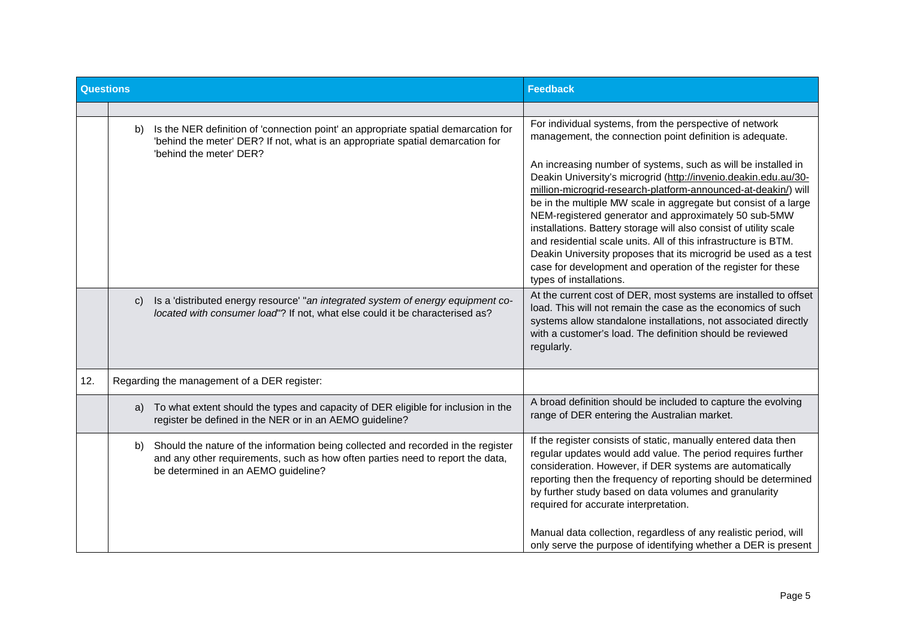| Questions | | Feedback |
|---|---|---|
| | | |
| | b) Is the NER definition of 'connection point' an appropriate spatial demarcation for 'behind the meter' DER? If not, what is an appropriate spatial demarcation for 'behind the meter' DER? | For individual systems, from the perspective of network management, the connection point definition is adequate.<br><br>An increasing number of systems, such as will be installed in Deakin University's microgrid (http://invenio.deakin.edu.au/30-million-microgrid-research-platform-announced-at-deakin/) will be in the multiple MW scale in aggregate but consist of a large NEM-registered generator and approximately 50 sub-5MW installations. Battery storage will also consist of utility scale and residential scale units. All of this infrastructure is BTM. Deakin University proposes that its microgrid be used as a test case for development and operation of the register for these types of installations. |
| | c) Is a 'distributed energy resource' "*an integrated system of energy equipment co-located with consumer load*"? If not, what else could it be characterised as? | At the current cost of DER, most systems are installed to offset load. This will not remain the case as the economics of such systems allow standalone installations, not associated directly with a customer's load. The definition should be reviewed regularly. |
| 12. | Regarding the management of a DER register: | |
| | a) To what extent should the types and capacity of DER eligible for inclusion in the register be defined in the NER or in an AEMO guideline? | A broad definition should be included to capture the evolving range of DER entering the Australian market. |
| | b) Should the nature of the information being collected and recorded in the register and any other requirements, such as how often parties need to report the data, be determined in an AEMO guideline? | If the register consists of static, manually entered data then regular updates would add value. The period requires further consideration. However, if DER systems are automatically reporting then the frequency of reporting should be determined by further study based on data volumes and granularity required for accurate interpretation.<br><br>Manual data collection, regardless of any realistic period, will only serve the purpose of identifying whether a DER is present |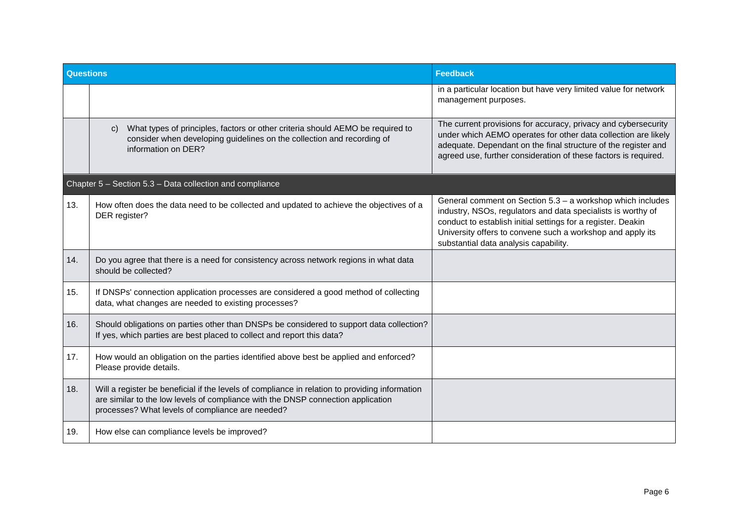| Questions | | Feedback |
|---|---|---|
| | | in a particular location but have very limited value for network management purposes. |
| | c) What types of principles, factors or other criteria should AEMO be required to consider when developing guidelines on the collection and recording of information on DER? | The current provisions for accuracy, privacy and cybersecurity under which AEMO operates for other data collection are likely adequate. Dependant on the final structure of the register and agreed use, further consideration of these factors is required. |
| Chapter 5 – Section 5.3 – Data collection and compliance | | |
| 13. | How often does the data need to be collected and updated to achieve the objectives of a DER register? | General comment on Section 5.3 – a workshop which includes industry, NSOs, regulators and data specialists is worthy of conduct to establish initial settings for a register. Deakin University offers to convene such a workshop and apply its substantial data analysis capability. |
| 14. | Do you agree that there is a need for consistency across network regions in what data should be collected? | |
| 15. | If DNSPs' connection application processes are considered a good method of collecting data, what changes are needed to existing processes? | |
| 16. | Should obligations on parties other than DNSPs be considered to support data collection? If yes, which parties are best placed to collect and report this data? | |
| 17. | How would an obligation on the parties identified above best be applied and enforced? Please provide details. | |
| 18. | Will a register be beneficial if the levels of compliance in relation to providing information are similar to the low levels of compliance with the DNSP connection application processes? What levels of compliance are needed? | |
| 19. | How else can compliance levels be improved? | |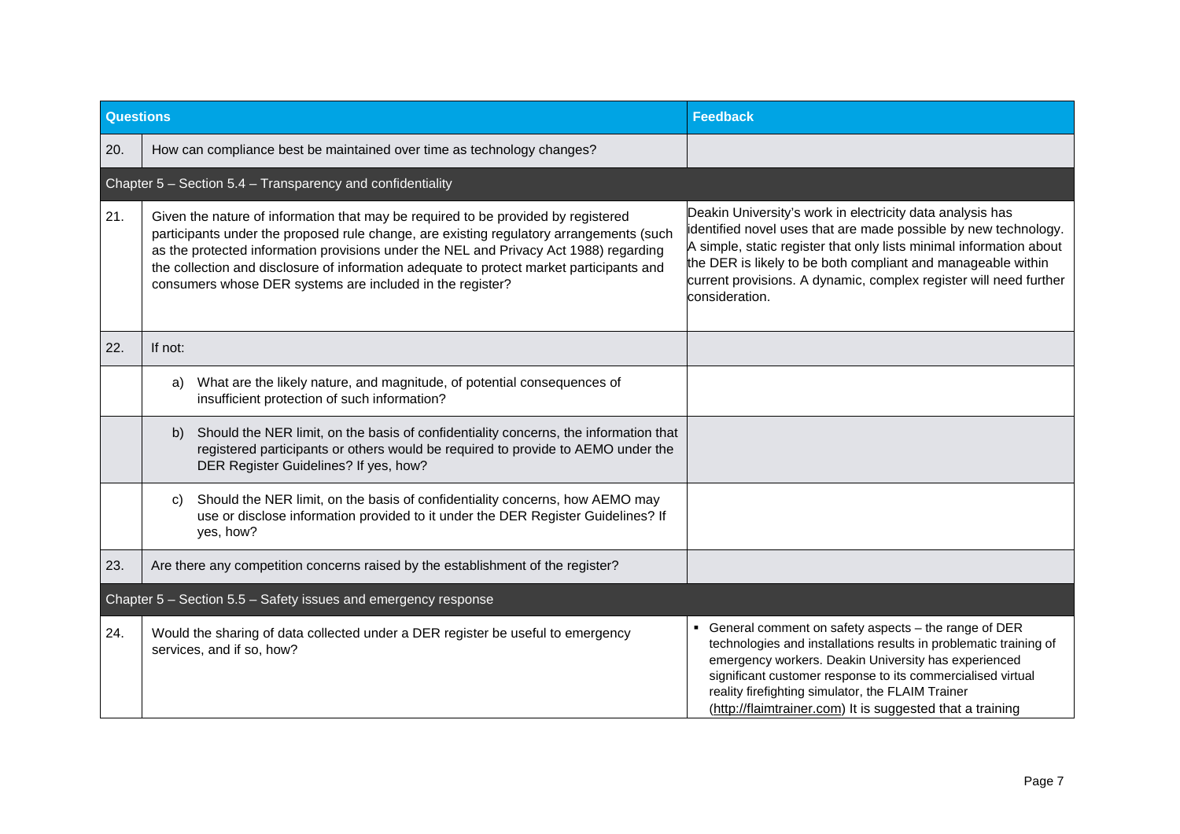| | Questions | Feedback |
|---|---|---|
| 20. | How can compliance best be maintained over time as technology changes? | |
| | **Chapter 5 – Section 5.4 – Transparency and confidentiality** | |
| 21. | Given the nature of information that may be required to be provided by registered participants under the proposed rule change, are existing regulatory arrangements (such as the protected information provisions under the NEL and Privacy Act 1988) regarding the collection and disclosure of information adequate to protect market participants and consumers whose DER systems are included in the register? | Deakin University's work in electricity data analysis has identified novel uses that are made possible by new technology. A simple, static register that only lists minimal information about the DER is likely to be both compliant and manageable within current provisions. A dynamic, complex register will need further consideration. |
| 22. | If not: | |
| | a) What are the likely nature, and magnitude, of potential consequences of insufficient protection of such information? | |
| | b) Should the NER limit, on the basis of confidentiality concerns, the information that registered participants or others would be required to provide to AEMO under the DER Register Guidelines? If yes, how? | |
| | c) Should the NER limit, on the basis of confidentiality concerns, how AEMO may use or disclose information provided to it under the DER Register Guidelines? If yes, how? | |
| 23. | Are there any competition concerns raised by the establishment of the register? | |
| | **Chapter 5 – Section 5.5 – Safety issues and emergency response** | |
| 24. | Would the sharing of data collected under a DER register be useful to emergency services, and if so, how? | ▪ General comment on safety aspects – the range of DER technologies and installations results in problematic training of emergency workers. Deakin University has experienced significant customer response to its commercialised virtual reality firefighting simulator, the FLAIM Trainer (http://flaimtrainer.com) It is suggested that a training |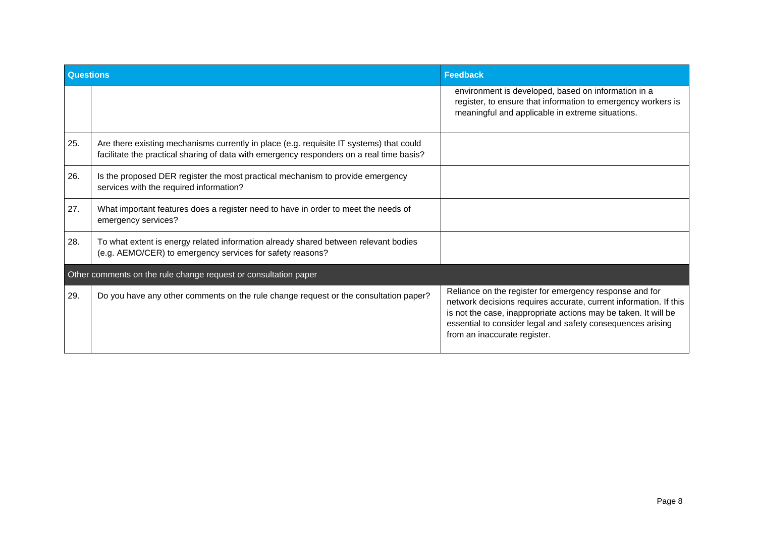| Questions | | Feedback |
|---|---|---|
| | | environment is developed, based on information in a register, to ensure that information to emergency workers is meaningful and applicable in extreme situations. |
| 25. | Are there existing mechanisms currently in place (e.g. requisite IT systems) that could facilitate the practical sharing of data with emergency responders on a real time basis? | |
| 26. | Is the proposed DER register the most practical mechanism to provide emergency services with the required information? | |
| 27. | What important features does a register need to have in order to meet the needs of emergency services? | |
| 28. | To what extent is energy related information already shared between relevant bodies (e.g. AEMO/CER) to emergency services for safety reasons? | |
| Other comments on the rule change request or consultation paper | | |
| 29. | Do you have any other comments on the rule change request or the consultation paper? | Reliance on the register for emergency response and for network decisions requires accurate, current information. If this is not the case, inappropriate actions may be taken. It will be essential to consider legal and safety consequences arising from an inaccurate register. |